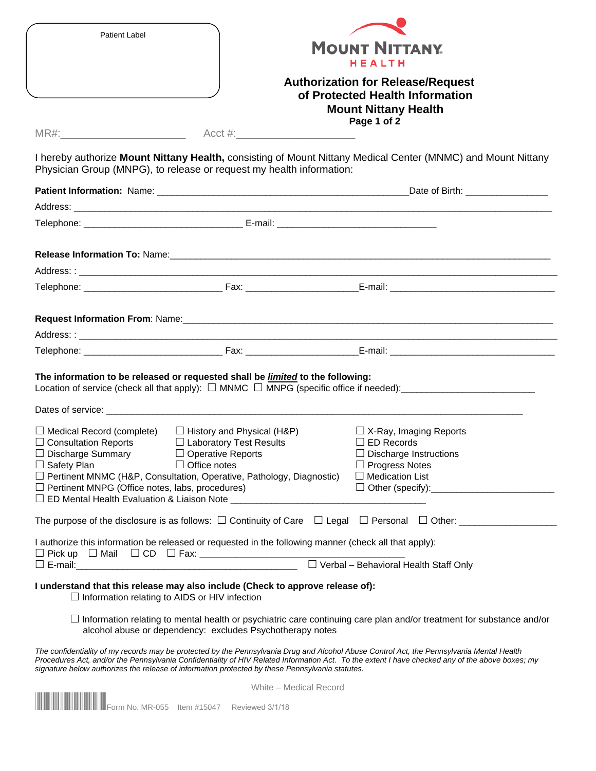Patient Label

MOUNT NITTANY HEALTH

# Authorization for Release/Request of Protected Health Information
## Mount Nittany Health

MR#:_____________________ Acct #:____________________

I hereby authorize **Mount Nittany Health,** consisting of Mount Nittany Medical Center (MNMC) and Mount Nittany Physician Group (MNPG), to release or request my health information:

**Patient Information:** Name: _______________________________________________ Date of Birth: _______________

Address: ________________________________________________________________________________________

Telephone: ____________________________ E-mail: ____________________________

**Release Information To:** Name:___________________________________________________________________________

Address: : _______________________________________________________________________________________

Telephone: _________________________ Fax: ____________________ E-mail: _____________________________

**Request Information From**: Name:________________________________________________________________________

Address: : _______________________________________________________________________________________

Telephone: _________________________ Fax: ____________________ E-mail: _____________________________

**The information to be released or requested shall be *limited* to the following:**
Location of service (check all that apply): ☐ MNMC ☐ MNPG (specific office if needed):________________________

Dates of service: __________________________________________________________________________

- ☐ Medical Record (complete)
- ☐ Consultation Reports
- ☐ Discharge Summary
- ☐ Safety Plan
- ☐ History and Physical (H&P)
- ☐ Laboratory Test Results
- ☐ Operative Reports
- ☐ Office notes
- ☐ Pertinent MNMC (H&P, Consultation, Operative, Pathology, Diagnostic)
- ☐ Pertinent MNPG (Office notes, labs, procedures)
- ☐ ED Mental Health Evaluation & Liaison Note ___________________________________
- ☐ X-Ray, Imaging Reports
- ☐ ED Records
- ☐ Discharge Instructions
- ☐ Progress Notes
- ☐ Medication List
- ☐ Other (specify):______________________

The purpose of the disclosure is as follows: ☐ Continuity of Care ☐ Legal ☐ Personal ☐ Other: _________________

I authorize this information be released or requested in the following manner (check all that apply):
☐ Pick up ☐ Mail ☐ CD ☐ Fax: ____________________________________
☐ E-mail:_________________________________________ ☐ Verbal – Behavioral Health Staff Only

**I understand that this release may also include (Check to approve release of):**

☐ Information relating to AIDS or HIV infection

☐ Information relating to mental health or psychiatric care continuing care plan and/or treatment for substance and/or alcohol abuse or dependency: excludes Psychotherapy notes

*The confidentiality of my records may be protected by the Pennsylvania Drug and Alcohol Abuse Control Act, the Pennsylvania Mental Health Procedures Act, and/or the Pennsylvania Confidentiality of HIV Related Information Act. To the extent I have checked any of the above boxes; my signature below authorizes the release of information protected by these Pennsylvania statutes.*

White – Medical Record

Form No. MR-055 Item #15047 Reviewed 3/1/18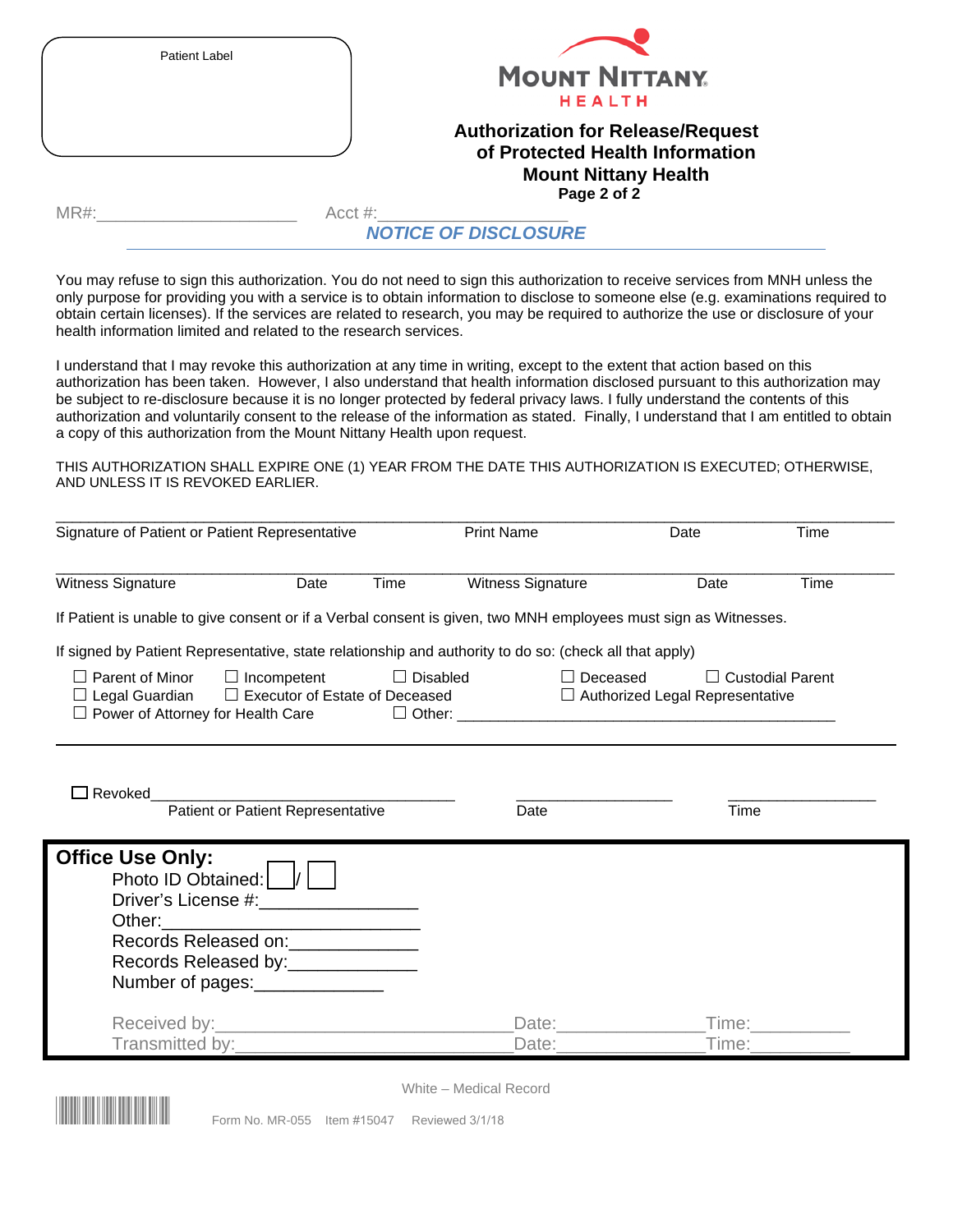Patient Label

MOUNT NITTANY HEALTH

## Authorization for Release/Request of Protected Health Information Mount Nittany Health

**Page 2 of 2**

MR#:_____________________ Acct #:___________________

### *NOTICE OF DISCLOSURE*

You may refuse to sign this authorization. You do not need to sign this authorization to receive services from MNH unless the only purpose for providing you with a service is to obtain information to disclose to someone else (e.g. examinations required to obtain certain licenses). If the services are related to research, you may be required to authorize the use or disclosure of your health information limited and related to the research services.

I understand that I may revoke this authorization at any time in writing, except to the extent that action based on this authorization has been taken. However, I also understand that health information disclosed pursuant to this authorization may be subject to re-disclosure because it is no longer protected by federal privacy laws. I fully understand the contents of this authorization and voluntarily consent to the release of the information as stated. Finally, I understand that I am entitled to obtain a copy of this authorization from the Mount Nittany Health upon request.

THIS AUTHORIZATION SHALL EXPIRE ONE (1) YEAR FROM THE DATE THIS AUTHORIZATION IS EXECUTED; OTHERWISE, AND UNLESS IT IS REVOKED EARLIER.

_____________________________________________________________________________________

Signature of Patient or Patient Representative    Print Name    Date    Time

_____________________________________________________________________________________

Witness Signature    Date    Time    Witness Signature    Date    Time

If Patient is unable to give consent or if a Verbal consent is given, two MNH employees must sign as Witnesses.

If signed by Patient Representative, state relationship and authority to do so: (check all that apply)

☐ Parent of Minor ☐ Incompetent ☐ Disabled ☐ Deceased ☐ Custodial Parent
☐ Legal Guardian ☐ Executor of Estate of Deceased ☐ Authorized Legal Representative
☐ Power of Attorney for Health Care ☐ Other: ________________________________________

---

☐ Revoked________________________________    ________________    ________________
Patient or Patient Representative    Date    Time

**Office Use Only:**

Photo ID Obtained: ☐ / ☐
Driver's License #:_______________
Other:_____________________
Records Released on:____________
Records Released by:____________
Number of pages:____________

Received by:____________________________Date:______________Time:__________
Transmitted by:__________________________Date:______________Time:__________

White – Medical Record

Form No. MR-055    Item #15047    Reviewed 3/1/18